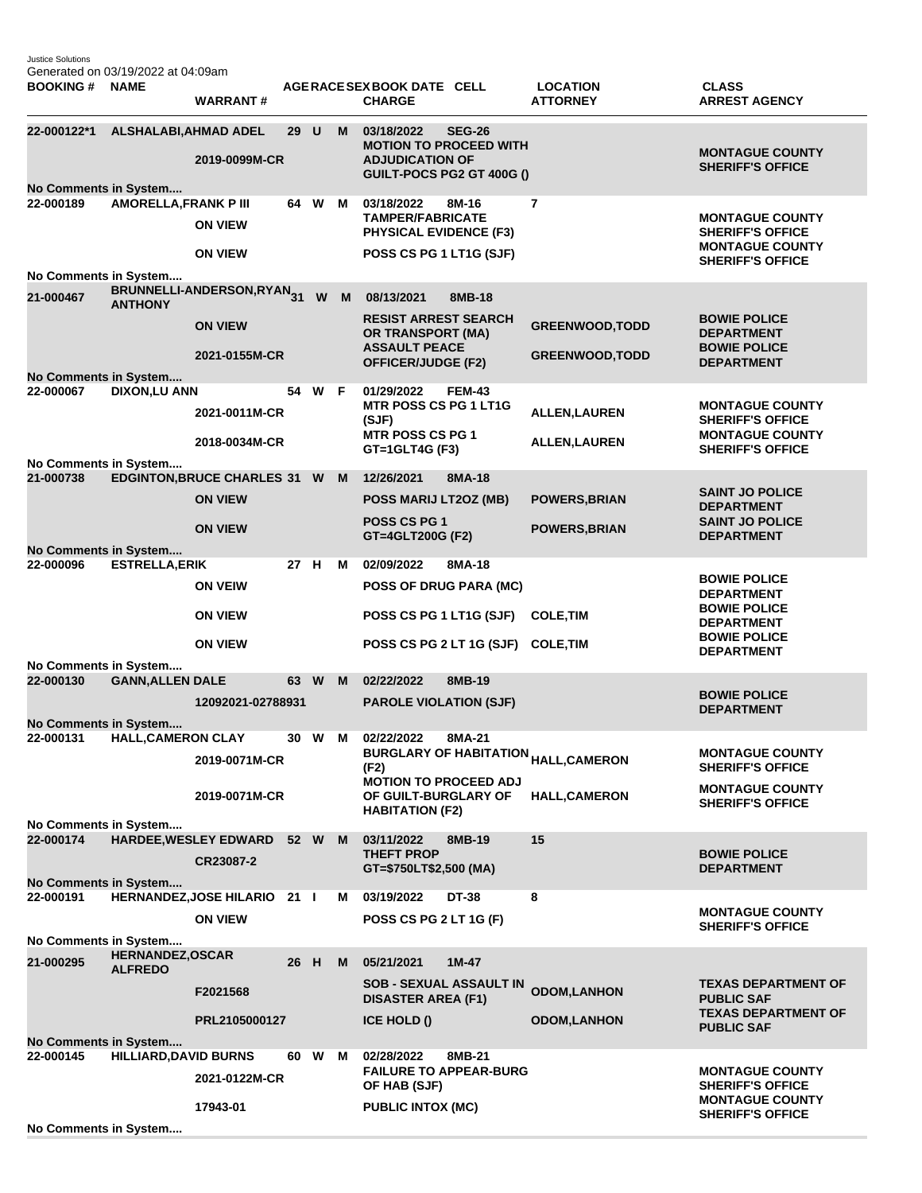Justice Solutions
Generated on 03/19/2022 at 04:09am

| BOOKING # | NAME | WARRANT # | AGE | RACE | SEX | BOOK DATE | CELL | CHARGE | LOCATION | ATTORNEY | CLASS | ARREST AGENCY |
|---|---|---|---|---|---|---|---|---|---|---|---|---|
| 22-000122*1 | ALSHALABI,AHMAD ADEL | | 29 | U | M | 03/18/2022 | SEG-26 | | | | | |
| | | 2019-0099M-CR | | | | | | MOTION TO PROCEED WITH ADJUDICATION OF GUILT-POCS PG2 GT 400G () | | | | MONTAGUE COUNTY SHERIFF'S OFFICE |
| No Comments in System.... | | | | | | | | | | | | |
| 22-000189 | AMORELLA,FRANK P III | | 64 | W | M | 03/18/2022 | 8M-16 | | 7 | | | |
| | | ON VIEW | | | | | | TAMPER/FABRICATE PHYSICAL EVIDENCE (F3) | | | | MONTAGUE COUNTY SHERIFF'S OFFICE |
| | | ON VIEW | | | | | | POSS CS PG 1 LT1G (SJF) | | | | MONTAGUE COUNTY SHERIFF'S OFFICE |
| No Comments in System.... | | | | | | | | | | | | |
| 21-000467 | BRUNNELLI-ANDERSON,RYAN ANTHONY | | 31 | W | M | 08/13/2021 | 8MB-18 | | | | | |
| | | ON VIEW | | | | | | RESIST ARREST SEARCH OR TRANSPORT (MA) | | GREENWOOD,TODD | | BOWIE POLICE DEPARTMENT |
| | | 2021-0155M-CR | | | | | | ASSAULT PEACE OFFICER/JUDGE (F2) | | GREENWOOD,TODD | | BOWIE POLICE DEPARTMENT |
| No Comments in System.... | | | | | | | | | | | | |
| 22-000067 | DIXON,LU ANN | | 54 | W | F | 01/29/2022 | FEM-43 | | | | | |
| | | 2021-0011M-CR | | | | | | MTR POSS CS PG 1 LT1G (SJF) | | ALLEN,LAUREN | | MONTAGUE COUNTY SHERIFF'S OFFICE |
| | | 2018-0034M-CR | | | | | | MTR POSS CS PG 1 GT=1GLT4G (F3) | | ALLEN,LAUREN | | MONTAGUE COUNTY SHERIFF'S OFFICE |
| No Comments in System.... | | | | | | | | | | | | |
| 21-000738 | EDGINTON,BRUCE CHARLES | | 31 | W | M | 12/26/2021 | 8MA-18 | | | | | |
| | | ON VIEW | | | | | | POSS MARIJ LT2OZ (MB) | | POWERS,BRIAN | | SAINT JO POLICE DEPARTMENT |
| | | ON VIEW | | | | | | POSS CS PG 1 GT=4GLT200G (F2) | | POWERS,BRIAN | | SAINT JO POLICE DEPARTMENT |
| No Comments in System.... | | | | | | | | | | | | |
| 22-000096 | ESTRELLA,ERIK | | 27 | H | M | 02/09/2022 | 8MA-18 | | | | | |
| | | ON VEIW | | | | | | POSS OF DRUG PARA (MC) | | | | BOWIE POLICE DEPARTMENT |
| | | ON VIEW | | | | | | POSS CS PG 1 LT1G (SJF) | | COLE,TIM | | BOWIE POLICE DEPARTMENT |
| | | ON VIEW | | | | | | POSS CS PG 2 LT 1G (SJF) | | COLE,TIM | | BOWIE POLICE DEPARTMENT |
| No Comments in System.... | | | | | | | | | | | | |
| 22-000130 | GANN,ALLEN DALE | | 63 | W | M | 02/22/2022 | 8MB-19 | | | | | |
| | | 12092021-02788931 | | | | | | PAROLE VIOLATION (SJF) | | | | BOWIE POLICE DEPARTMENT |
| No Comments in System.... | | | | | | | | | | | | |
| 22-000131 | HALL,CAMERON CLAY | | 30 | W | M | 02/22/2022 | 8MA-21 | | | | | |
| | | 2019-0071M-CR | | | | | | BURGLARY OF HABITATION (F2) | | HALL,CAMERON | | MONTAGUE COUNTY SHERIFF'S OFFICE |
| | | 2019-0071M-CR | | | | | | MOTION TO PROCEED ADJ OF GUILT-BURGLARY OF HABITATION (F2) | | HALL,CAMERON | | MONTAGUE COUNTY SHERIFF'S OFFICE |
| No Comments in System.... | | | | | | | | | | | | |
| 22-000174 | HARDEE,WESLEY EDWARD | | 52 | W | M | 03/11/2022 | 8MB-19 | | 15 | | | |
| | | CR23087-2 | | | | | | THEFT PROP GT=$750LT$2,500 (MA) | | | | BOWIE POLICE DEPARTMENT |
| No Comments in System.... | | | | | | | | | | | | |
| 22-000191 | HERNANDEZ,JOSE HILARIO | | 21 | I | M | 03/19/2022 | DT-38 | | 8 | | | |
| | | ON VIEW | | | | | | POSS CS PG 2 LT 1G (F) | | | | MONTAGUE COUNTY SHERIFF'S OFFICE |
| No Comments in System.... | | | | | | | | | | | | |
| 21-000295 | HERNANDEZ,OSCAR ALFREDO | | 26 | H | M | 05/21/2021 | 1M-47 | | | | | |
| | | F2021568 | | | | | | SOB - SEXUAL ASSAULT IN DISASTER AREA (F1) | | ODOM,LANHON | | TEXAS DEPARTMENT OF PUBLIC SAF |
| | | PRL2105000127 | | | | | | ICE HOLD () | | ODOM,LANHON | | TEXAS DEPARTMENT OF PUBLIC SAF |
| No Comments in System.... | | | | | | | | | | | | |
| 22-000145 | HILLIARD,DAVID BURNS | | 60 | W | M | 02/28/2022 | 8MB-21 | | | | | |
| | | 2021-0122M-CR | | | | | | FAILURE TO APPEAR-BURG OF HAB (SJF) | | | | MONTAGUE COUNTY SHERIFF'S OFFICE |
| | | 17943-01 | | | | | | PUBLIC INTOX (MC) | | | | MONTAGUE COUNTY SHERIFF'S OFFICE |
| No Comments in System.... | | | | | | | | | | | | |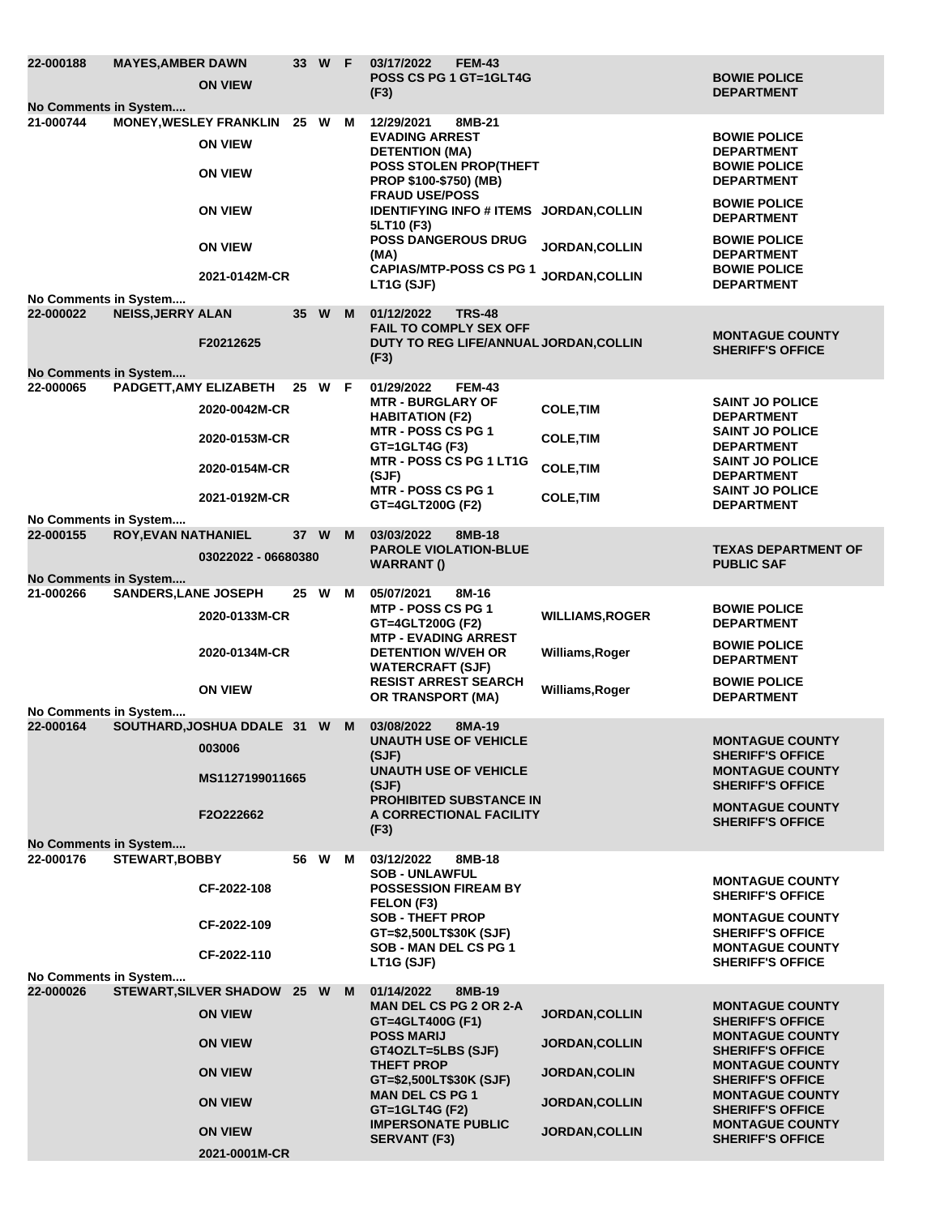| Booking # | Name | Age | Race | Sex | Date / Cell | Cause / Warrant # | Charge | Judge | Agency |
|---|---|---|---|---|---|---|---|---|---|
| 22-000188 | MAYES,AMBER DAWN | 33 | W | F | 03/17/2022 FEM-43 | | | | |
| | | | | | | ON VIEW | POSS CS PG 1 GT=1GLT4G (F3) | | BOWIE POLICE DEPARTMENT |
| No Comments in System.... | | | | | | | | | |
| 21-000744 | MONEY,WESLEY FRANKLIN | 25 | W | M | 12/29/2021 8MB-21 | | | | |
| | | | | | | ON VIEW | EVADING ARREST DETENTION (MA) | | BOWIE POLICE DEPARTMENT |
| | | | | | | ON VIEW | POSS STOLEN PROP(THEFT PROP $100-$750) (MB) | | BOWIE POLICE DEPARTMENT |
| | | | | | | ON VIEW | FRAUD USE/POSS IDENTIFYING INFO # ITEMS 5LT10 (F3) | JORDAN,COLLIN | BOWIE POLICE DEPARTMENT |
| | | | | | | ON VIEW | POSS DANGEROUS DRUG (MA) | JORDAN,COLLIN | BOWIE POLICE DEPARTMENT |
| | | | | | | 2021-0142M-CR | CAPIAS/MTP-POSS CS PG 1 LT1G (SJF) | JORDAN,COLLIN | BOWIE POLICE DEPARTMENT |
| No Comments in System.... | | | | | | | | | |
| 22-000022 | NEISS,JERRY ALAN | 35 | W | M | 01/12/2022 TRS-48 | | | | |
| | | | | | | F20212625 | FAIL TO COMPLY SEX OFF DUTY TO REG LIFE/ANNUAL (F3) | JORDAN,COLLIN | MONTAGUE COUNTY SHERIFF'S OFFICE |
| No Comments in System.... | | | | | | | | | |
| 22-000065 | PADGETT,AMY ELIZABETH | 25 | W | F | 01/29/2022 FEM-43 | | | | |
| | | | | | | 2020-0042M-CR | MTR - BURGLARY OF HABITATION (F2) | COLE,TIM | SAINT JO POLICE DEPARTMENT |
| | | | | | | 2020-0153M-CR | MTR - POSS CS PG 1 GT=1GLT4G (F3) | COLE,TIM | SAINT JO POLICE DEPARTMENT |
| | | | | | | 2020-0154M-CR | MTR - POSS CS PG 1 LT1G (SJF) | COLE,TIM | SAINT JO POLICE DEPARTMENT |
| | | | | | | 2021-0192M-CR | MTR - POSS CS PG 1 GT=4GLT200G (F2) | COLE,TIM | SAINT JO POLICE DEPARTMENT |
| No Comments in System.... | | | | | | | | | |
| 22-000155 | ROY,EVAN NATHANIEL | 37 | W | M | 03/03/2022 8MB-18 | | | | |
| | | | | | | 03022022 - 06680380 | PAROLE VIOLATION-BLUE WARRANT () | | TEXAS DEPARTMENT OF PUBLIC SAF |
| No Comments in System.... | | | | | | | | | |
| 21-000266 | SANDERS,LANE JOSEPH | 25 | W | M | 05/07/2021 8M-16 | | | | |
| | | | | | | 2020-0133M-CR | MTP - POSS CS PG 1 GT=4GLT200G (F2) | WILLIAMS,ROGER | BOWIE POLICE DEPARTMENT |
| | | | | | | 2020-0134M-CR | MTP - EVADING ARREST DETENTION W/VEH OR WATERCRAFT (SJF) | Williams,Roger | BOWIE POLICE DEPARTMENT |
| | | | | | | ON VIEW | RESIST ARREST SEARCH OR TRANSPORT (MA) | Williams,Roger | BOWIE POLICE DEPARTMENT |
| No Comments in System.... | | | | | | | | | |
| 22-000164 | SOUTHARD,JOSHUA DDALE | 31 | W | M | 03/08/2022 8MA-19 | | | | |
| | | | | | | 003006 | UNAUTH USE OF VEHICLE (SJF) | | MONTAGUE COUNTY SHERIFF'S OFFICE |
| | | | | | | MS1127199011665 | UNAUTH USE OF VEHICLE (SJF) | | MONTAGUE COUNTY SHERIFF'S OFFICE |
| | | | | | | F2O222662 | PROHIBITED SUBSTANCE IN A CORRECTIONAL FACILITY (F3) | | MONTAGUE COUNTY SHERIFF'S OFFICE |
| No Comments in System.... | | | | | | | | | |
| 22-000176 | STEWART,BOBBY | 56 | W | M | 03/12/2022 8MB-18 | | | | |
| | | | | | | CF-2022-108 | SOB - UNLAWFUL POSSESSION FIREAM BY FELON (F3) | | MONTAGUE COUNTY SHERIFF'S OFFICE |
| | | | | | | CF-2022-109 | SOB - THEFT PROP GT=$2,500LT$30K (SJF) | | MONTAGUE COUNTY SHERIFF'S OFFICE |
| | | | | | | CF-2022-110 | SOB - MAN DEL CS PG 1 LT1G (SJF) | | MONTAGUE COUNTY SHERIFF'S OFFICE |
| No Comments in System.... | | | | | | | | | |
| 22-000026 | STEWART,SILVER SHADOW | 25 | W | M | 01/14/2022 8MB-19 | | | | |
| | | | | | | ON VIEW | MAN DEL CS PG 2 OR 2-A GT=4GLT400G (F1) | JORDAN,COLLIN | MONTAGUE COUNTY SHERIFF'S OFFICE |
| | | | | | | ON VIEW | POSS MARIJ GT4OZLT=5LBS (SJF) | JORDAN,COLLIN | MONTAGUE COUNTY SHERIFF'S OFFICE |
| | | | | | | ON VIEW | THEFT PROP GT=$2,500LT$30K (SJF) | JORDAN,COLIN | MONTAGUE COUNTY SHERIFF'S OFFICE |
| | | | | | | ON VIEW | MAN DEL CS PG 1 GT=1GLT4G (F2) | JORDAN,COLLIN | MONTAGUE COUNTY SHERIFF'S OFFICE |
| | | | | | | ON VIEW | IMPERSONATE PUBLIC SERVANT (F3) | JORDAN,COLLIN | MONTAGUE COUNTY SHERIFF'S OFFICE |
| | | | | | | 2021-0001M-CR | | | |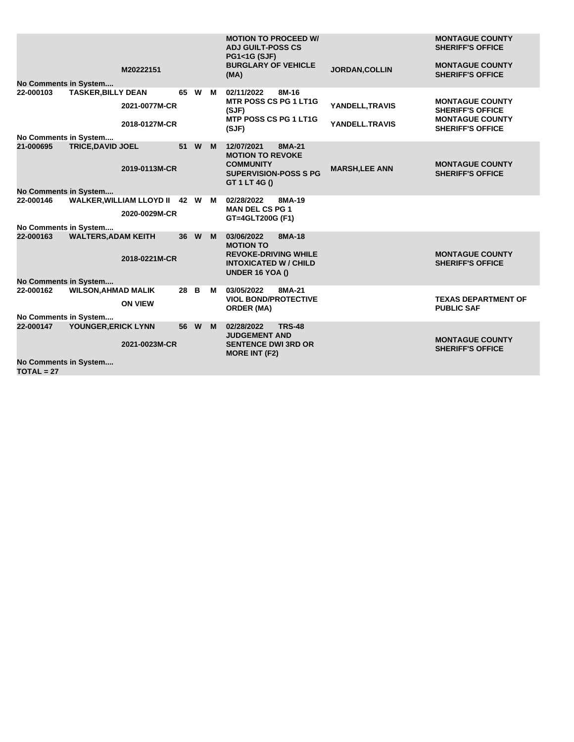| | | | | | | | | |
|---|---|---|---|---|---|---|---|---|
| | | | | | | MOTION TO PROCEED W/ ADJ GUILT-POSS CS PG1<1G (SJF) | | MONTAGUE COUNTY SHERIFF'S OFFICE |
| | | M20222151 | | | | BURGLARY OF VEHICLE (MA) | JORDAN,COLLIN | MONTAGUE COUNTY SHERIFF'S OFFICE |
| No Comments in System.... | | | | | | | | |
| 22-000103 | TASKER,BILLY DEAN | | 65 | W | M | 02/11/2022 8M-16 | | |
| | | 2021-0077M-CR | | | | MTR POSS CS PG 1 LT1G (SJF) | YANDELL,TRAVIS | MONTAGUE COUNTY SHERIFF'S OFFICE |
| | | 2018-0127M-CR | | | | MTP POSS CS PG 1 LT1G (SJF) | YANDELL.TRAVIS | MONTAGUE COUNTY SHERIFF'S OFFICE |
| No Comments in System.... | | | | | | | | |
| 21-000695 | TRICE,DAVID JOEL | | 51 | W | M | 12/07/2021 8MA-21 | | |
| | | 2019-0113M-CR | | | | MOTION TO REVOKE COMMUNITY SUPERVISION-POSS S PG GT 1 LT 4G () | MARSH,LEE ANN | MONTAGUE COUNTY SHERIFF'S OFFICE |
| No Comments in System.... | | | | | | | | |
| 22-000146 | WALKER,WILLIAM LLOYD II | | 42 | W | M | 02/28/2022 8MA-19 | | |
| | | 2020-0029M-CR | | | | MAN DEL CS PG 1 GT=4GLT200G (F1) | | |
| No Comments in System.... | | | | | | | | |
| 22-000163 | WALTERS,ADAM KEITH | | 36 | W | M | 03/06/2022 8MA-18 | | |
| | | 2018-0221M-CR | | | | MOTION TO REVOKE-DRIVING WHILE INTOXICATED W / CHILD UNDER 16 YOA () | | MONTAGUE COUNTY SHERIFF'S OFFICE |
| No Comments in System.... | | | | | | | | |
| 22-000162 | WILSON,AHMAD MALIK | | 28 | B | M | 03/05/2022 8MA-21 | | |
| | | ON VIEW | | | | VIOL BOND/PROTECTIVE ORDER (MA) | | TEXAS DEPARTMENT OF PUBLIC SAF |
| No Comments in System.... | | | | | | | | |
| 22-000147 | YOUNGER,ERICK LYNN | | 56 | W | M | 02/28/2022 TRS-48 | | |
| | | 2021-0023M-CR | | | | JUDGEMENT AND SENTENCE DWI 3RD OR MORE INT (F2) | | MONTAGUE COUNTY SHERIFF'S OFFICE |
| No Comments in System.... | | | | | | | | |
| TOTAL = 27 | | | | | | | | |